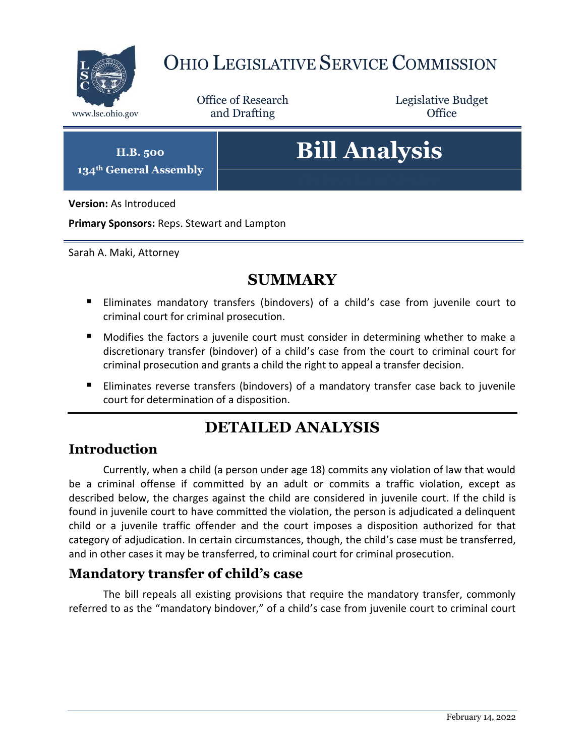# Ohio Legislative Service Commission

www.lsc.ohio.gov

Office of Research and Drafting

Legislative Budget Office

**H.B. 500**
**134th General Assembly**

# Bill Analysis

**Version:** As Introduced

**Primary Sponsors:** Reps. Stewart and Lampton

Sarah A. Maki, Attorney

## SUMMARY

- Eliminates mandatory transfers (bindovers) of a child's case from juvenile court to criminal court for criminal prosecution.
- Modifies the factors a juvenile court must consider in determining whether to make a discretionary transfer (bindover) of a child's case from the court to criminal court for criminal prosecution and grants a child the right to appeal a transfer decision.
- Eliminates reverse transfers (bindovers) of a mandatory transfer case back to juvenile court for determination of a disposition.

## DETAILED ANALYSIS

### Introduction

Currently, when a child (a person under age 18) commits any violation of law that would be a criminal offense if committed by an adult or commits a traffic violation, except as described below, the charges against the child are considered in juvenile court. If the child is found in juvenile court to have committed the violation, the person is adjudicated a delinquent child or a juvenile traffic offender and the court imposes a disposition authorized for that category of adjudication. In certain circumstances, though, the child's case must be transferred, and in other cases it may be transferred, to criminal court for criminal prosecution.

### Mandatory transfer of child's case

The bill repeals all existing provisions that require the mandatory transfer, commonly referred to as the "mandatory bindover," of a child's case from juvenile court to criminal court

February 14, 2022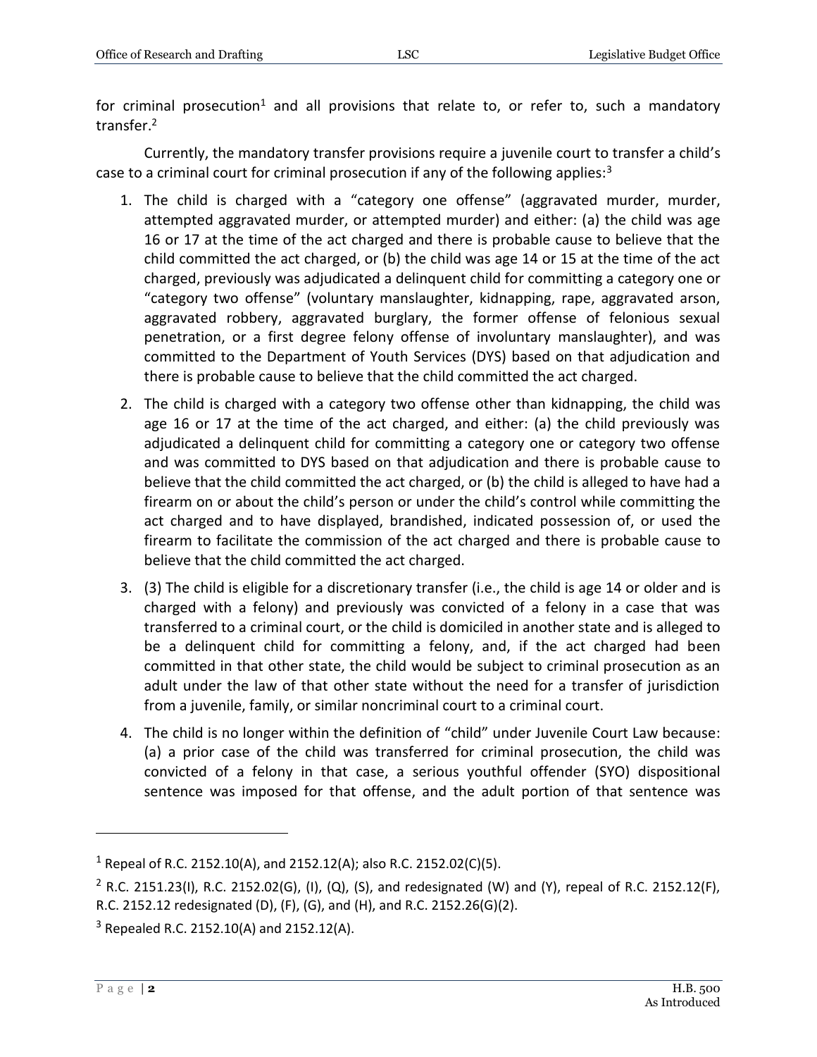for criminal prosecution[1] and all provisions that relate to, or refer to, such a mandatory transfer.[2]

Currently, the mandatory transfer provisions require a juvenile court to transfer a child's case to a criminal court for criminal prosecution if any of the following applies:[3]

1. The child is charged with a "category one offense" (aggravated murder, murder, attempted aggravated murder, or attempted murder) and either: (a) the child was age 16 or 17 at the time of the act charged and there is probable cause to believe that the child committed the act charged, or (b) the child was age 14 or 15 at the time of the act charged, previously was adjudicated a delinquent child for committing a category one or "category two offense" (voluntary manslaughter, kidnapping, rape, aggravated arson, aggravated robbery, aggravated burglary, the former offense of felonious sexual penetration, or a first degree felony offense of involuntary manslaughter), and was committed to the Department of Youth Services (DYS) based on that adjudication and there is probable cause to believe that the child committed the act charged.
2. The child is charged with a category two offense other than kidnapping, the child was age 16 or 17 at the time of the act charged, and either: (a) the child previously was adjudicated a delinquent child for committing a category one or category two offense and was committed to DYS based on that adjudication and there is probable cause to believe that the child committed the act charged, or (b) the child is alleged to have had a firearm on or about the child's person or under the child's control while committing the act charged and to have displayed, brandished, indicated possession of, or used the firearm to facilitate the commission of the act charged and there is probable cause to believe that the child committed the act charged.
3. (3) The child is eligible for a discretionary transfer (i.e., the child is age 14 or older and is charged with a felony) and previously was convicted of a felony in a case that was transferred to a criminal court, or the child is domiciled in another state and is alleged to be a delinquent child for committing a felony, and, if the act charged had been committed in that other state, the child would be subject to criminal prosecution as an adult under the law of that other state without the need for a transfer of jurisdiction from a juvenile, family, or similar noncriminal court to a criminal court.
4. The child is no longer within the definition of "child" under Juvenile Court Law because: (a) a prior case of the child was transferred for criminal prosecution, the child was convicted of a felony in that case, a serious youthful offender (SYO) dispositional sentence was imposed for that offense, and the adult portion of that sentence was

---

[1] Repeal of R.C. 2152.10(A), and 2152.12(A); also R.C. 2152.02(C)(5).

[2] R.C. 2151.23(I), R.C. 2152.02(G), (I), (Q), (S), and redesignated (W) and (Y), repeal of R.C. 2152.12(F), R.C. 2152.12 redesignated (D), (F), (G), and (H), and R.C. 2152.26(G)(2).

[3] Repealed R.C. 2152.10(A) and 2152.12(A).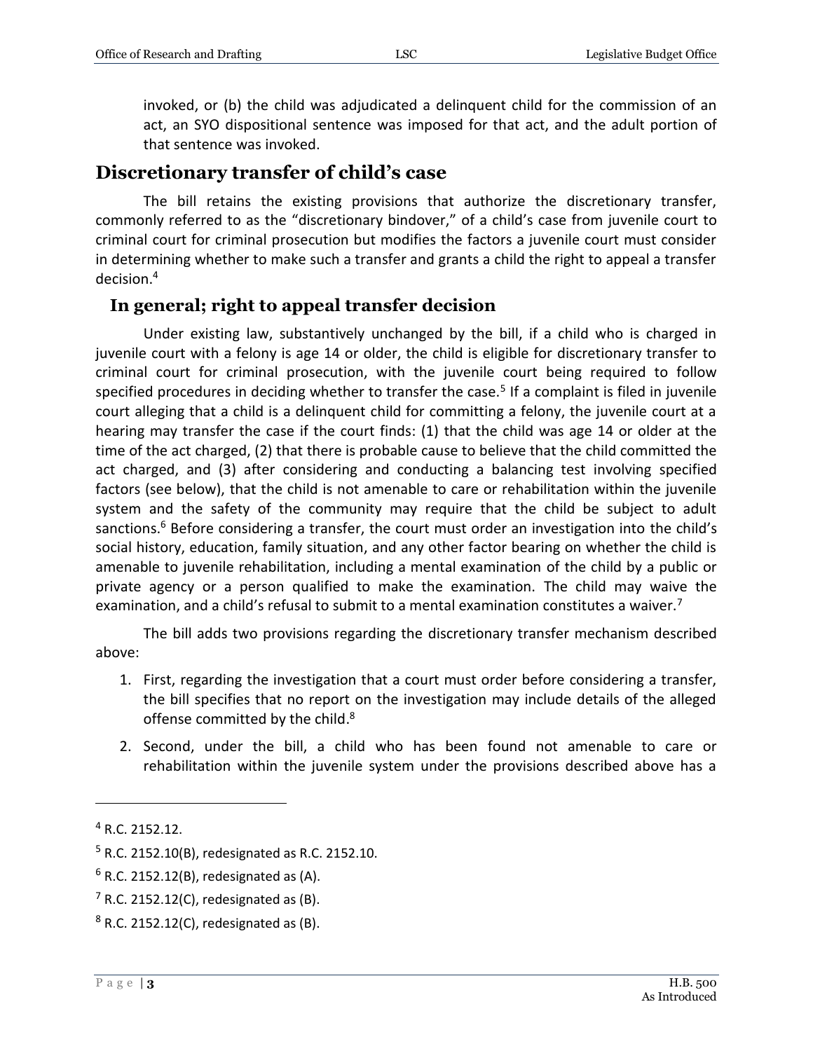invoked, or (b) the child was adjudicated a delinquent child for the commission of an act, an SYO dispositional sentence was imposed for that act, and the adult portion of that sentence was invoked.

## Discretionary transfer of child's case

The bill retains the existing provisions that authorize the discretionary transfer, commonly referred to as the "discretionary bindover," of a child's case from juvenile court to criminal court for criminal prosecution but modifies the factors a juvenile court must consider in determining whether to make such a transfer and grants a child the right to appeal a transfer decision.[4]

### In general; right to appeal transfer decision

Under existing law, substantively unchanged by the bill, if a child who is charged in juvenile court with a felony is age 14 or older, the child is eligible for discretionary transfer to criminal court for criminal prosecution, with the juvenile court being required to follow specified procedures in deciding whether to transfer the case.[5] If a complaint is filed in juvenile court alleging that a child is a delinquent child for committing a felony, the juvenile court at a hearing may transfer the case if the court finds: (1) that the child was age 14 or older at the time of the act charged, (2) that there is probable cause to believe that the child committed the act charged, and (3) after considering and conducting a balancing test involving specified factors (see below), that the child is not amenable to care or rehabilitation within the juvenile system and the safety of the community may require that the child be subject to adult sanctions.[6] Before considering a transfer, the court must order an investigation into the child's social history, education, family situation, and any other factor bearing on whether the child is amenable to juvenile rehabilitation, including a mental examination of the child by a public or private agency or a person qualified to make the examination. The child may waive the examination, and a child's refusal to submit to a mental examination constitutes a waiver.[7]

The bill adds two provisions regarding the discretionary transfer mechanism described above:

1. First, regarding the investigation that a court must order before considering a transfer, the bill specifies that no report on the investigation may include details of the alleged offense committed by the child.[8]
2. Second, under the bill, a child who has been found not amenable to care or rehabilitation within the juvenile system under the provisions described above has a

---

[4] R.C. 2152.12.

[5] R.C. 2152.10(B), redesignated as R.C. 2152.10.

[6] R.C. 2152.12(B), redesignated as (A).

[7] R.C. 2152.12(C), redesignated as (B).

[8] R.C. 2152.12(C), redesignated as (B).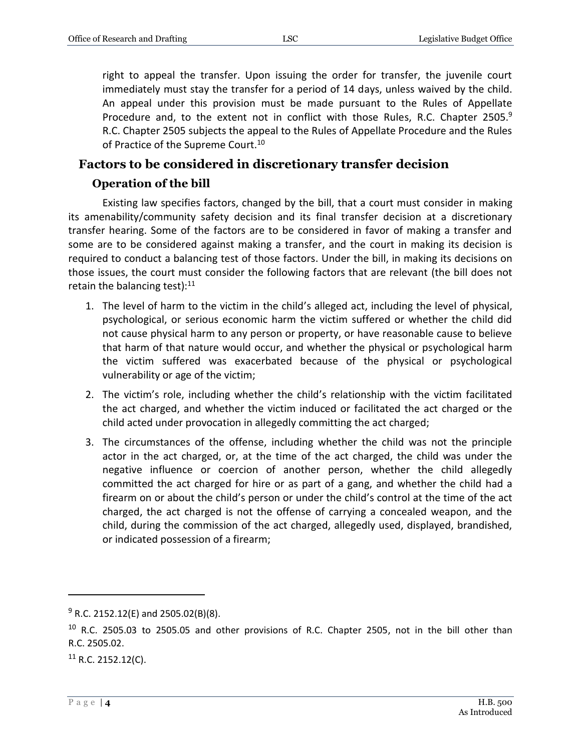right to appeal the transfer. Upon issuing the order for transfer, the juvenile court immediately must stay the transfer for a period of 14 days, unless waived by the child. An appeal under this provision must be made pursuant to the Rules of Appellate Procedure and, to the extent not in conflict with those Rules, R.C. Chapter 2505.[9] R.C. Chapter 2505 subjects the appeal to the Rules of Appellate Procedure and the Rules of Practice of the Supreme Court.[10]

## Factors to be considered in discretionary transfer decision

### Operation of the bill

Existing law specifies factors, changed by the bill, that a court must consider in making its amenability/community safety decision and its final transfer decision at a discretionary transfer hearing. Some of the factors are to be considered in favor of making a transfer and some are to be considered against making a transfer, and the court in making its decision is required to conduct a balancing test of those factors. Under the bill, in making its decisions on those issues, the court must consider the following factors that are relevant (the bill does not retain the balancing test):[11]

1. The level of harm to the victim in the child's alleged act, including the level of physical, psychological, or serious economic harm the victim suffered or whether the child did not cause physical harm to any person or property, or have reasonable cause to believe that harm of that nature would occur, and whether the physical or psychological harm the victim suffered was exacerbated because of the physical or psychological vulnerability or age of the victim;
2. The victim's role, including whether the child's relationship with the victim facilitated the act charged, and whether the victim induced or facilitated the act charged or the child acted under provocation in allegedly committing the act charged;
3. The circumstances of the offense, including whether the child was not the principle actor in the act charged, or, at the time of the act charged, the child was under the negative influence or coercion of another person, whether the child allegedly committed the act charged for hire or as part of a gang, and whether the child had a firearm on or about the child's person or under the child's control at the time of the act charged, the act charged is not the offense of carrying a concealed weapon, and the child, during the commission of the act charged, allegedly used, displayed, brandished, or indicated possession of a firearm;

---

[9] R.C. 2152.12(E) and 2505.02(B)(8).

[10] R.C. 2505.03 to 2505.05 and other provisions of R.C. Chapter 2505, not in the bill other than R.C. 2505.02.

[11] R.C. 2152.12(C).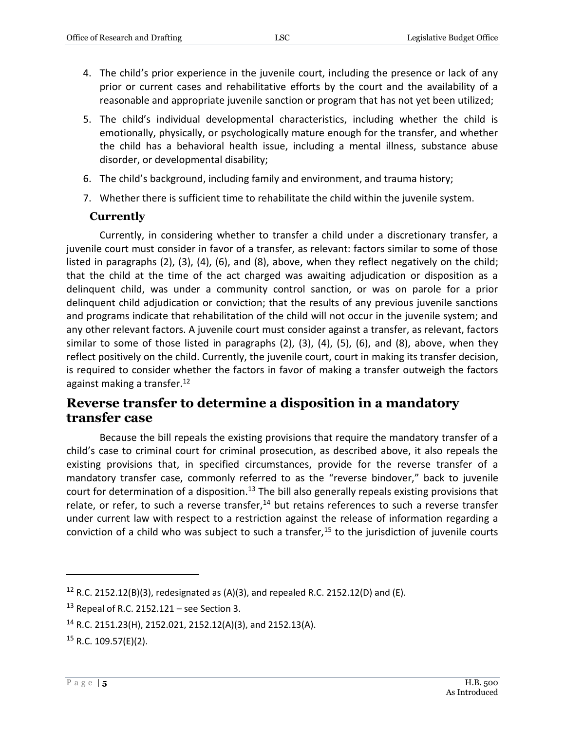4. The child's prior experience in the juvenile court, including the presence or lack of any prior or current cases and rehabilitative efforts by the court and the availability of a reasonable and appropriate juvenile sanction or program that has not yet been utilized;
5. The child's individual developmental characteristics, including whether the child is emotionally, physically, or psychologically mature enough for the transfer, and whether the child has a behavioral health issue, including a mental illness, substance abuse disorder, or developmental disability;
6. The child's background, including family and environment, and trauma history;
7. Whether there is sufficient time to rehabilitate the child within the juvenile system.

### Currently

Currently, in considering whether to transfer a child under a discretionary transfer, a juvenile court must consider in favor of a transfer, as relevant: factors similar to some of those listed in paragraphs (2), (3), (4), (6), and (8), above, when they reflect negatively on the child; that the child at the time of the act charged was awaiting adjudication or disposition as a delinquent child, was under a community control sanction, or was on parole for a prior delinquent child adjudication or conviction; that the results of any previous juvenile sanctions and programs indicate that rehabilitation of the child will not occur in the juvenile system; and any other relevant factors. A juvenile court must consider against a transfer, as relevant, factors similar to some of those listed in paragraphs (2), (3), (4), (5), (6), and (8), above, when they reflect positively on the child. Currently, the juvenile court, court in making its transfer decision, is required to consider whether the factors in favor of making a transfer outweigh the factors against making a transfer.[12]

## Reverse transfer to determine a disposition in a mandatory transfer case

Because the bill repeals the existing provisions that require the mandatory transfer of a child's case to criminal court for criminal prosecution, as described above, it also repeals the existing provisions that, in specified circumstances, provide for the reverse transfer of a mandatory transfer case, commonly referred to as the "reverse bindover," back to juvenile court for determination of a disposition.[13] The bill also generally repeals existing provisions that relate, or refer, to such a reverse transfer,[14] but retains references to such a reverse transfer under current law with respect to a restriction against the release of information regarding a conviction of a child who was subject to such a transfer,[15] to the jurisdiction of juvenile courts

---

[12] R.C. 2152.12(B)(3), redesignated as (A)(3), and repealed R.C. 2152.12(D) and (E).

[13] Repeal of R.C. 2152.121 – see Section 3.

[14] R.C. 2151.23(H), 2152.021, 2152.12(A)(3), and 2152.13(A).

[15] R.C. 109.57(E)(2).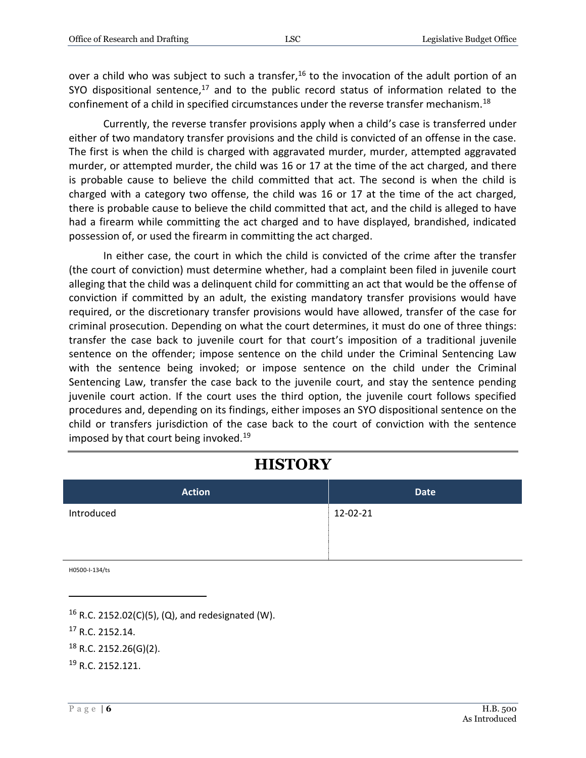over a child who was subject to such a transfer,[16] to the invocation of the adult portion of an SYO dispositional sentence,[17] and to the public record status of information related to the confinement of a child in specified circumstances under the reverse transfer mechanism.[18]

Currently, the reverse transfer provisions apply when a child's case is transferred under either of two mandatory transfer provisions and the child is convicted of an offense in the case. The first is when the child is charged with aggravated murder, murder, attempted aggravated murder, or attempted murder, the child was 16 or 17 at the time of the act charged, and there is probable cause to believe the child committed that act. The second is when the child is charged with a category two offense, the child was 16 or 17 at the time of the act charged, there is probable cause to believe the child committed that act, and the child is alleged to have had a firearm while committing the act charged and to have displayed, brandished, indicated possession of, or used the firearm in committing the act charged.

In either case, the court in which the child is convicted of the crime after the transfer (the court of conviction) must determine whether, had a complaint been filed in juvenile court alleging that the child was a delinquent child for committing an act that would be the offense of conviction if committed by an adult, the existing mandatory transfer provisions would have required, or the discretionary transfer provisions would have allowed, transfer of the case for criminal prosecution. Depending on what the court determines, it must do one of three things: transfer the case back to juvenile court for that court's imposition of a traditional juvenile sentence on the offender; impose sentence on the child under the Criminal Sentencing Law with the sentence being invoked; or impose sentence on the child under the Criminal Sentencing Law, transfer the case back to the juvenile court, and stay the sentence pending juvenile court action. If the court uses the third option, the juvenile court follows specified procedures and, depending on its findings, either imposes an SYO dispositional sentence on the child or transfers jurisdiction of the case back to the court of conviction with the sentence imposed by that court being invoked.[19]

# HISTORY

| Action | Date |
| --- | --- |
| Introduced | 12-02-21 |

H0500-I-134/ts

[16] R.C. 2152.02(C)(5), (Q), and redesignated (W).

[17] R.C. 2152.14.

[18] R.C. 2152.26(G)(2).

[19] R.C. 2152.121.